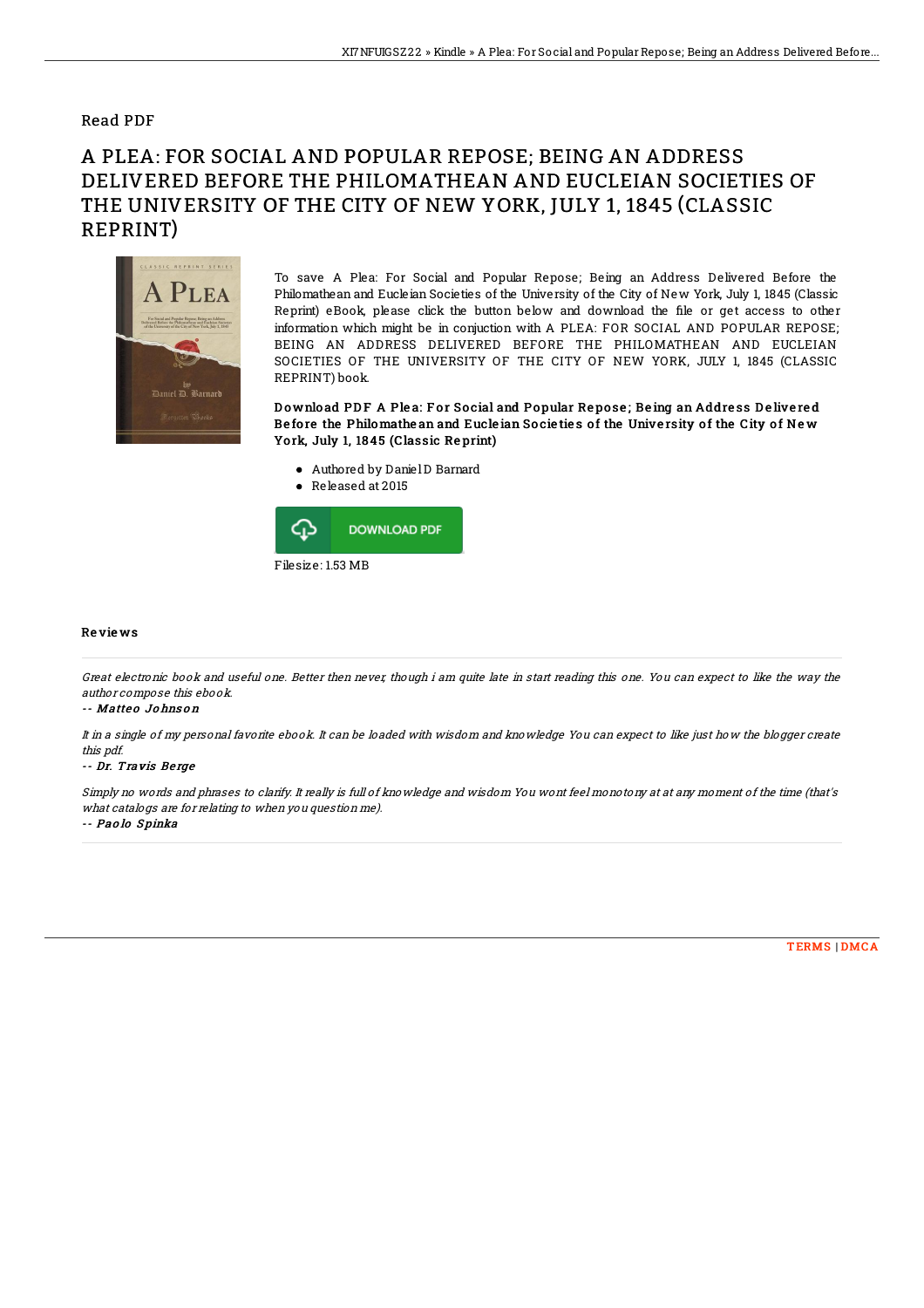Read PDF

# A PLEA: FOR SOCIAL AND POPULAR REPOSE; BEING AN ADDRESS DELIVERED BEFORE THE PHILOMATHEAN AND EUCLEIAN SOCIETIES OF THE UNIVERSITY OF THE CITY OF NEW YORK, JULY 1, 1845 (CLASSIC REPRINT)

To save A Plea: For Social and Popular Repose; Being an Address Delivered Before the Philomathean and Eucleian Societies of the University of the City of New York, July 1, 1845 (Classic Reprint) eBook, please click the button below and download the file or get access to other information which might be in conjuction with A PLEA: FOR SOCIAL AND POPULAR REPOSE; BEING AN ADDRESS DELIVERED BEFORE THE PHILOMATHEAN AND EUCLEIAN SOCIETIES OF THE UNIVERSITY OF THE CITY OF NEW YORK, JULY 1, 1845 (CLASSIC REPRINT) book.

**Download PDF A Plea: For Social and Popular Repose; Being an Address Delivered Before the Philomathean and Eucleian Societies of the University of the City of New York, July 1, 1845 (Classic Reprint)**

- Authored by Daniel D Barnard
- Released at 2015

DOWNLOAD PDF

Filesize: 1.53 MB

## Reviews

*Great electronic book and useful one. Better then never, though i am quite late in start reading this one. You can expect to like the way the author compose this ebook.*

-- **Matteo Johnson**

*It in a single of my personal favorite ebook. It can be loaded with wisdom and knowledge You can expect to like just how the blogger create this pdf.*

-- **Dr. Travis Berge**

*Simply no words and phrases to clarify. It really is full of knowledge and wisdom You wont feel monotony at at any moment of the time (that's what catalogs are for relating to when you question me).*

-- **Paolo Spinka**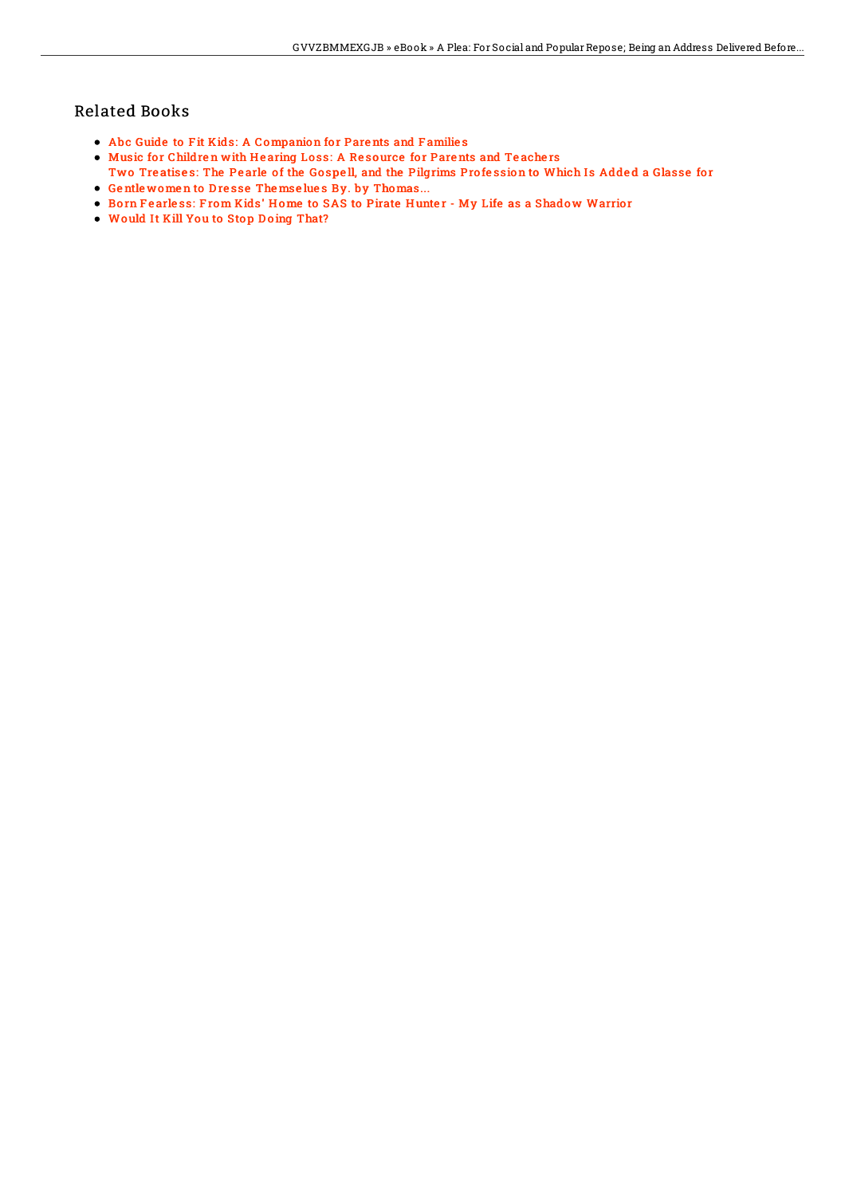## Related Books

- Abc Guide to Fit Kids: A Companion for Parents and Families
- Music for Children with Hearing Loss: A Resource for Parents and Teachers
- Two Treatises: The Pearle of the Gospell, and the Pilgrims Profession to Which Is Added a Glasse for Gentlewomen to Dresse Themselues By. by Thomas...
- Born Fearless: From Kids' Home to SAS to Pirate Hunter - My Life as a Shadow Warrior
- Would It Kill You to Stop Doing That?